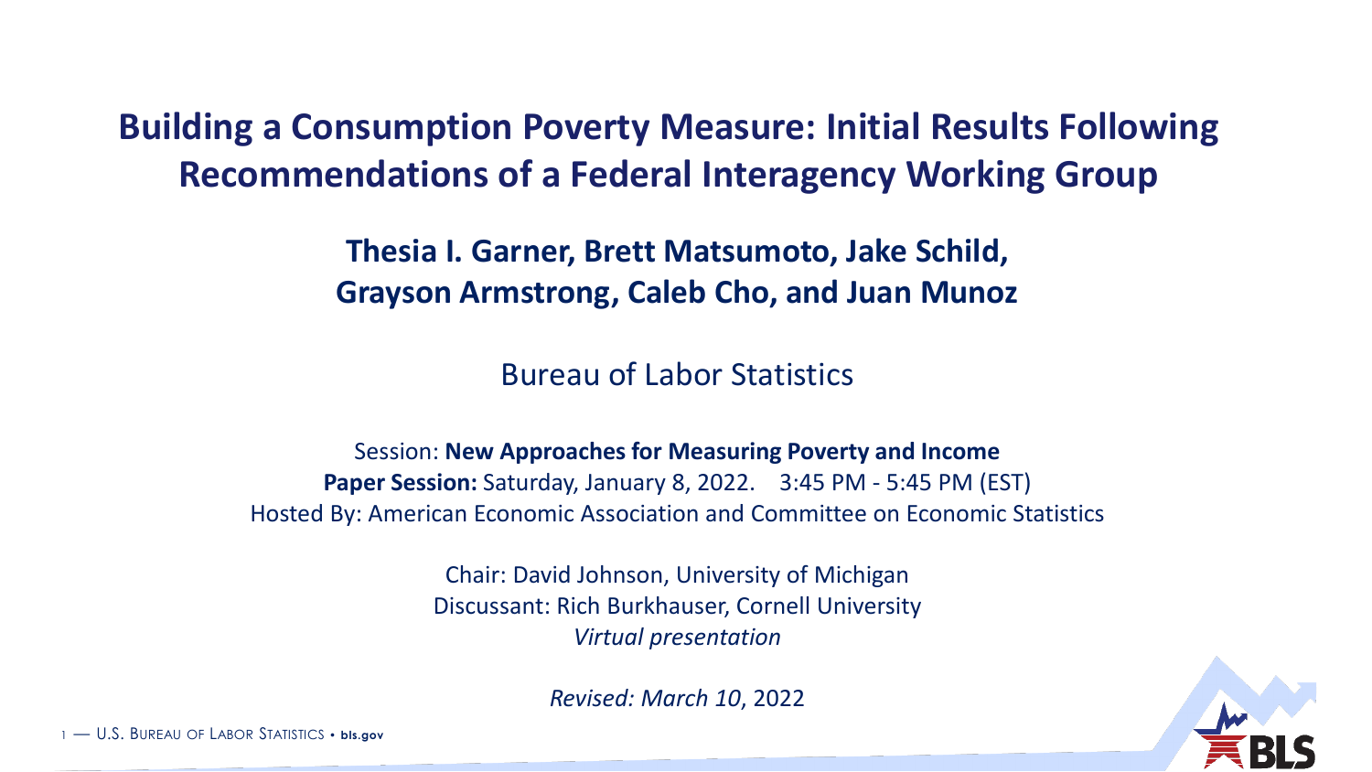# Building a Consumption Poverty Measure: Initial Results Following Recommendations of a Federal Interagency Working Group

**Thesia I. Garner, Brett Matsumoto, Jake Schild, Grayson Armstrong, Caleb Cho, and Juan Munoz**

Bureau of Labor Statistics

Session: **New Approaches for Measuring Poverty and Income**
**Paper Session:** Saturday, January 8, 2022. 3:45 PM - 5:45 PM (EST)
Hosted By: American Economic Association and Committee on Economic Statistics

Chair: David Johnson, University of Michigan
Discussant: Rich Burkhauser, Cornell University
*Virtual presentation*

*Revised: March 10*, 2022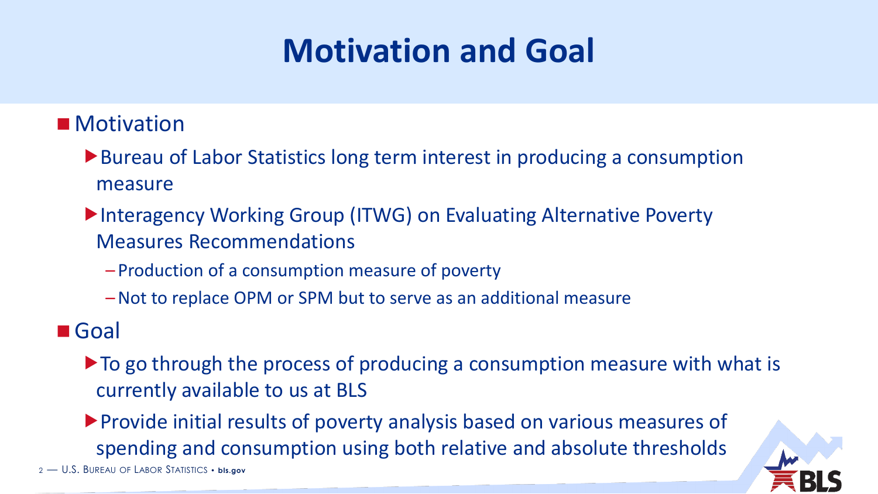# Motivation and Goal

- Motivation
  - Bureau of Labor Statistics long term interest in producing a consumption measure
  - Interagency Working Group (ITWG) on Evaluating Alternative Poverty Measures Recommendations
    - Production of a consumption measure of poverty
    - Not to replace OPM or SPM but to serve as an additional measure
- Goal
  - To go through the process of producing a consumption measure with what is currently available to us at BLS
  - Provide initial results of poverty analysis based on various measures of spending and consumption using both relative and absolute thresholds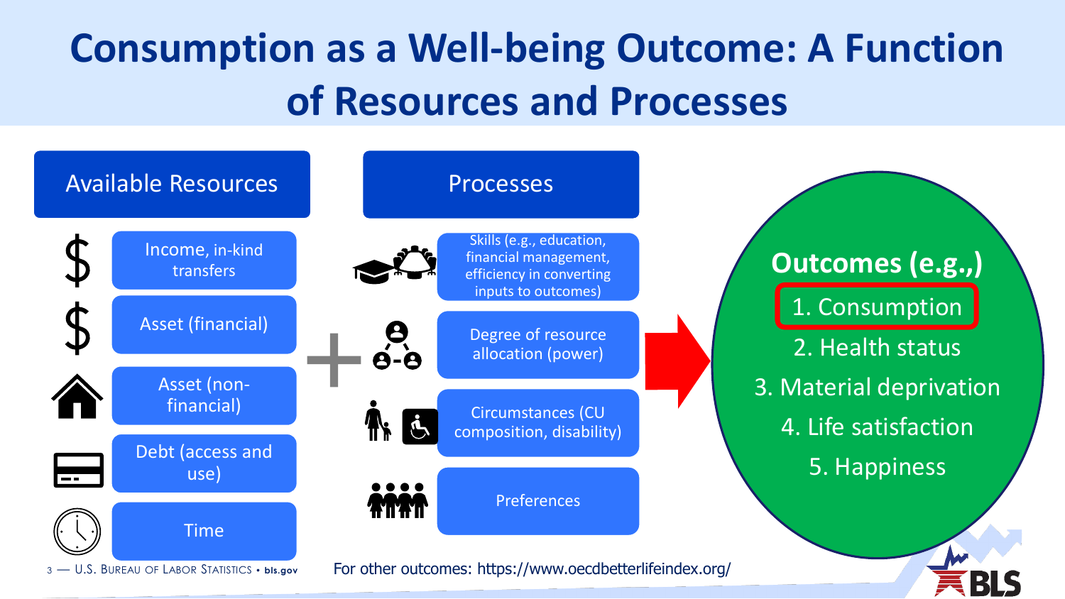# Consumption as a Well-being Outcome: A Function of Resources and Processes

## Available Resources

- Income, in-kind transfers
- Asset (financial)
- Asset (non-financial)
- Debt (access and use)
- Time

**+**

## Processes

- Skills (e.g., education, financial management, efficiency in converting inputs to outcomes)
- Degree of resource allocation (power)
- Circumstances (CU composition, disability)
- Preferences

**→**

## Outcomes (e.g.,)

1. **Consumption**
2. Health status
3. Material deprivation
4. Life satisfaction
5. Happiness

For other outcomes: https://www.oecdbetterlifeindex.org/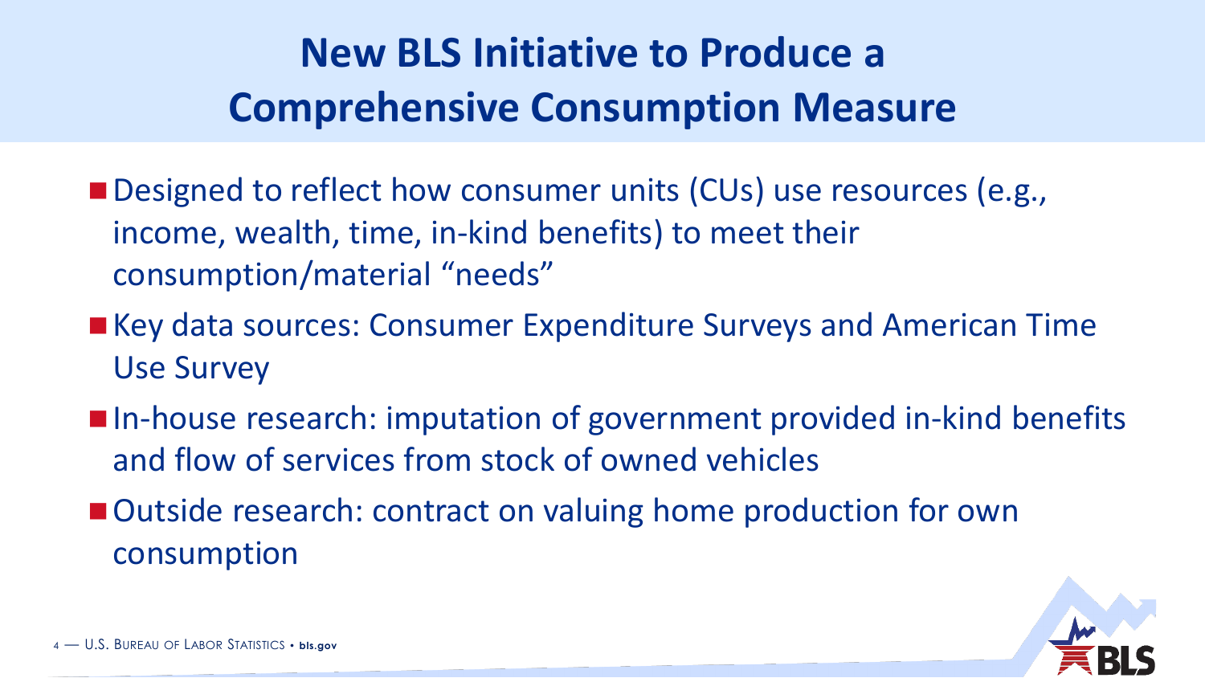# New BLS Initiative to Produce a Comprehensive Consumption Measure

- Designed to reflect how consumer units (CUs) use resources (e.g., income, wealth, time, in-kind benefits) to meet their consumption/material "needs"
- Key data sources: Consumer Expenditure Surveys and American Time Use Survey
- In-house research: imputation of government provided in-kind benefits and flow of services from stock of owned vehicles
- Outside research: contract on valuing home production for own consumption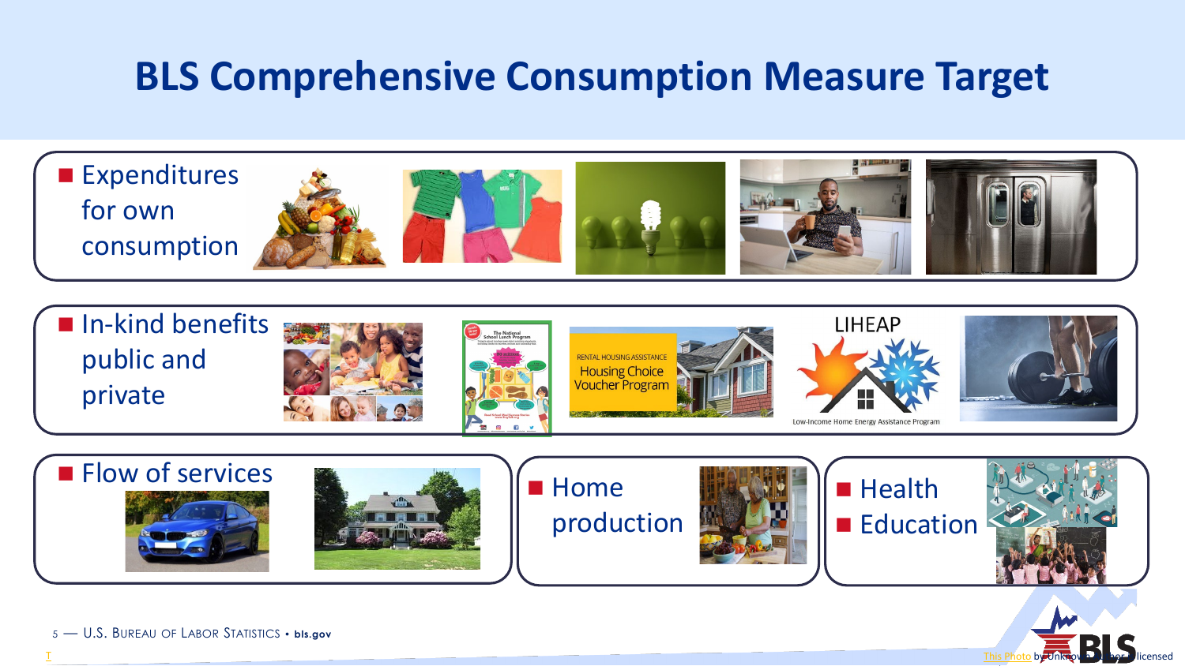# BLS Comprehensive Consumption Measure Target

- Expenditures for own consumption
- In-kind benefits public and private
- Flow of services
- Home production
- Health
- Education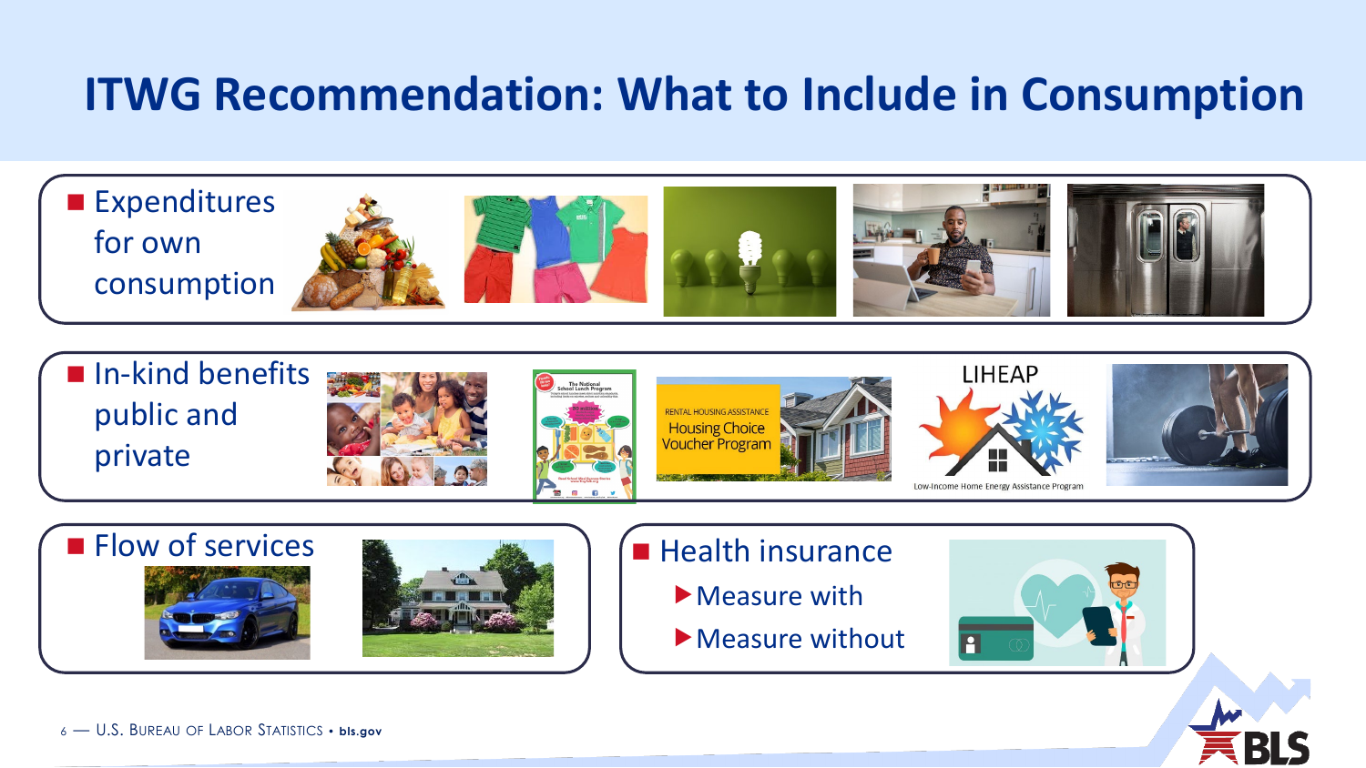# ITWG Recommendation: What to Include in Consumption

- Expenditures for own consumption
- In-kind benefits public and private
- Flow of services
- Health insurance
  - Measure with
  - Measure without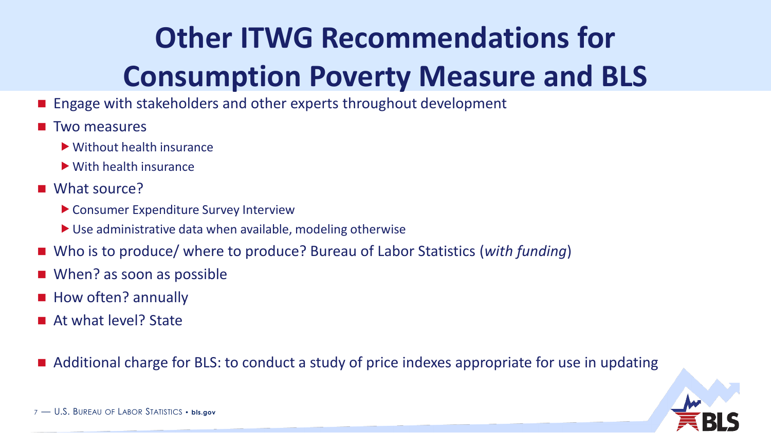# Other ITWG Recommendations for Consumption Poverty Measure and BLS

- Engage with stakeholders and other experts throughout development
- Two measures
  - Without health insurance
  - With health insurance
- What source?
  - Consumer Expenditure Survey Interview
  - Use administrative data when available, modeling otherwise
- Who is to produce/ where to produce? Bureau of Labor Statistics (*with funding*)
- When? as soon as possible
- How often? annually
- At what level? State

- Additional charge for BLS: to conduct a study of price indexes appropriate for use in updating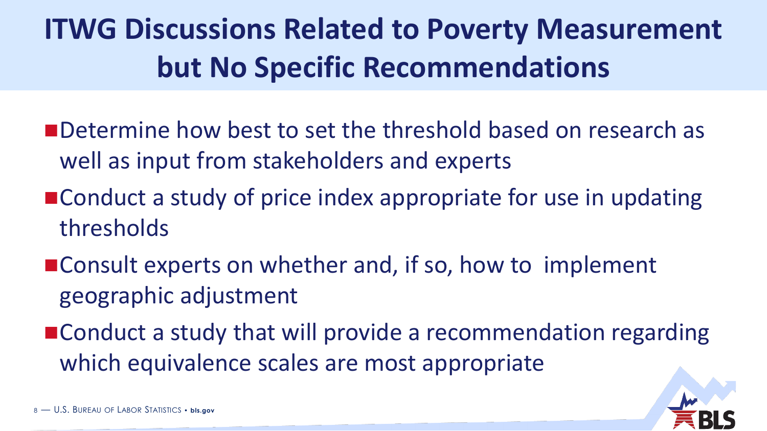# ITWG Discussions Related to Poverty Measurement but No Specific Recommendations

- Determine how best to set the threshold based on research as well as input from stakeholders and experts
- Conduct a study of price index appropriate for use in updating thresholds
- Consult experts on whether and, if so, how to implement geographic adjustment
- Conduct a study that will provide a recommendation regarding which equivalence scales are most appropriate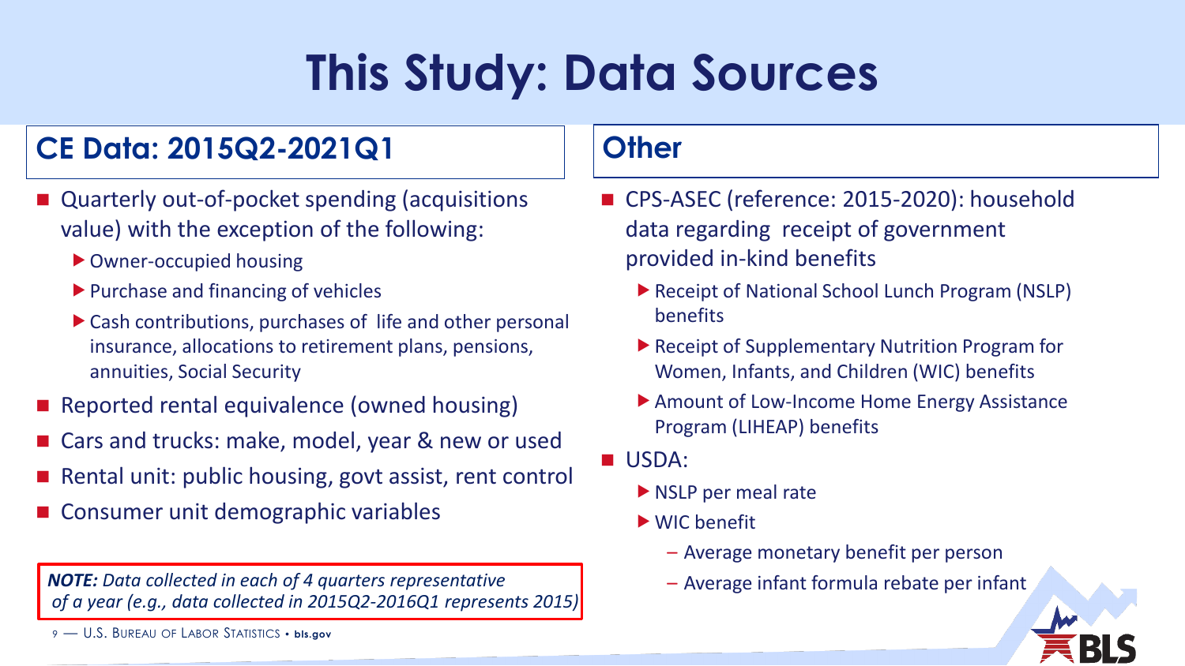# This Study: Data Sources

## CE Data: 2015Q2-2021Q1

- Quarterly out-of-pocket spending (acquisitions value) with the exception of the following:
  - Owner-occupied housing
  - Purchase and financing of vehicles
  - Cash contributions, purchases of life and other personal insurance, allocations to retirement plans, pensions, annuities, Social Security
- Reported rental equivalence (owned housing)
- Cars and trucks: make, model, year & new or used
- Rental unit: public housing, govt assist, rent control
- Consumer unit demographic variables

***NOTE:*** *Data collected in each of 4 quarters representative of a year (e.g., data collected in 2015Q2-2016Q1 represents 2015)*

## Other

- CPS-ASEC (reference: 2015-2020): household data regarding receipt of government provided in-kind benefits
  - Receipt of National School Lunch Program (NSLP) benefits
  - Receipt of Supplementary Nutrition Program for Women, Infants, and Children (WIC) benefits
  - Amount of Low-Income Home Energy Assistance Program (LIHEAP) benefits
- USDA:
  - NSLP per meal rate
  - WIC benefit
    - Average monetary benefit per person
    - Average infant formula rebate per infant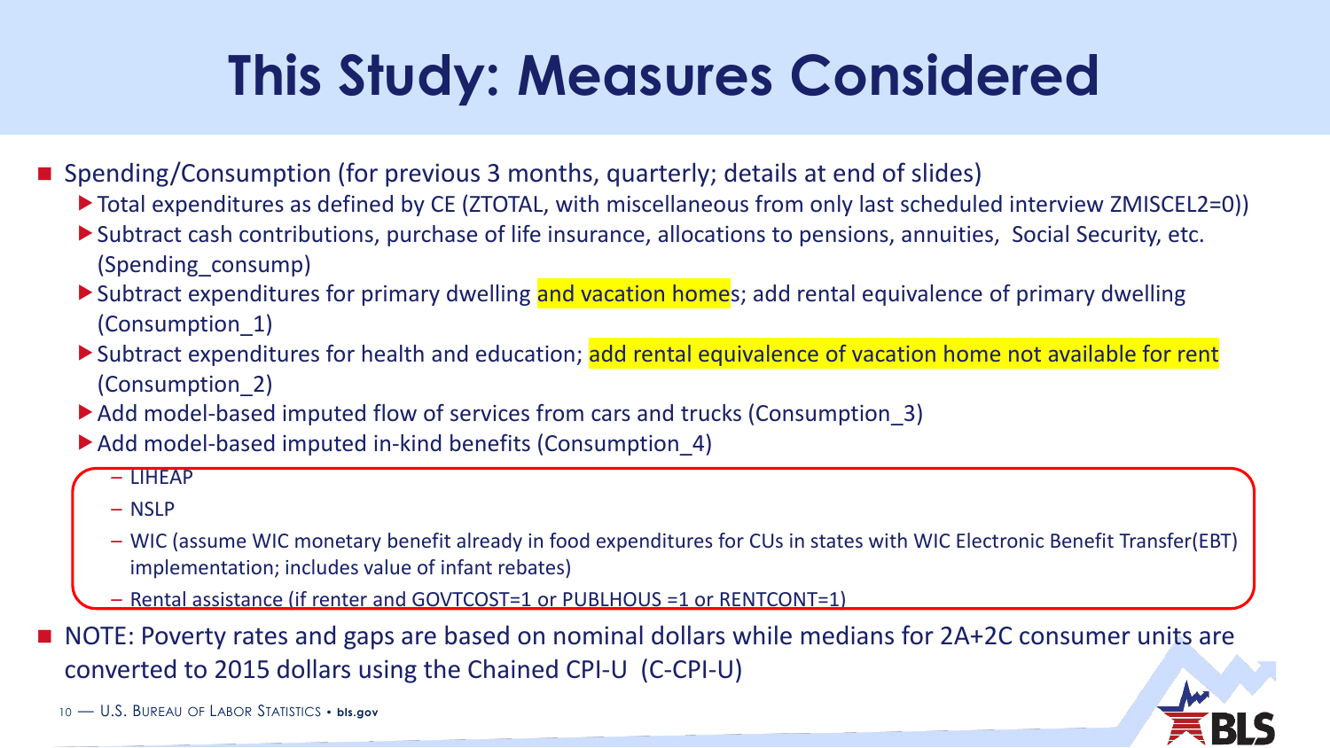# This Study: Measures Considered

- Spending/Consumption (for previous 3 months, quarterly; details at end of slides)
  - Total expenditures as defined by CE (ZTOTAL, with miscellaneous from only last scheduled interview ZMISCEL2=0))
  - Subtract cash contributions, purchase of life insurance, allocations to pensions, annuities, Social Security, etc. (Spending_consump)
  - Subtract expenditures for primary dwelling and vacation homes; add rental equivalence of primary dwelling (Consumption_1)
  - Subtract expenditures for health and education; add rental equivalence of vacation home not available for rent (Consumption_2)
  - Add model-based imputed flow of services from cars and trucks (Consumption_3)
  - Add model-based imputed in-kind benefits (Consumption_4)
    - LIHEAP
    - NSLP
    - WIC (assume WIC monetary benefit already in food expenditures for CUs in states with WIC Electronic Benefit Transfer(EBT) implementation; includes value of infant rebates)
    - Rental assistance (if renter and GOVTCOST=1 or PUBLHOUS =1 or RENTCONT=1)
- NOTE: Poverty rates and gaps are based on nominal dollars while medians for 2A+2C consumer units are converted to 2015 dollars using the Chained CPI-U (C-CPI-U)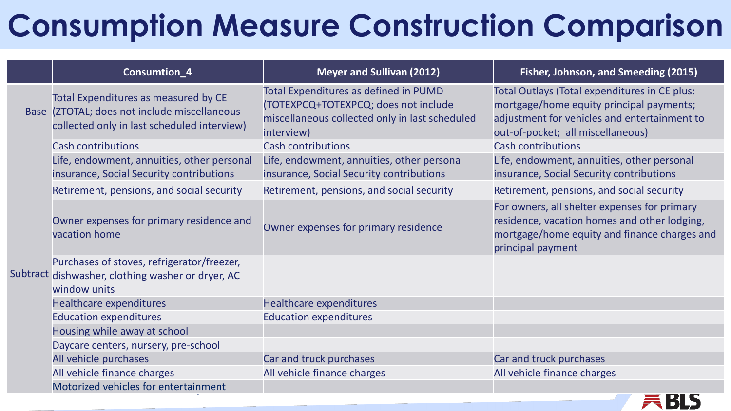# Consumption Measure Construction Comparison

| | Consumtion_4 | Meyer and Sullivan (2012) | Fisher, Johnson, and Smeeding (2015) |
|---|---|---|---|
| Base | Total Expenditures as measured by CE (ZTOTAL; does not include miscellaneous collected only in last scheduled interview) | Total Expenditures as defined in PUMD (TOTEXPCQ+TOTEXPCQ; does not include miscellaneous collected only in last scheduled interview) | Total Outlays (Total expenditures in CE plus: mortgage/home equity principal payments; adjustment for vehicles and entertainment to out-of-pocket; all miscellaneous) |
| Subtract | Cash contributions | Cash contributions | Cash contributions |
| | Life, endowment, annuities, other personal insurance, Social Security contributions | Life, endowment, annuities, other personal insurance, Social Security contributions | Life, endowment, annuities, other personal insurance, Social Security contributions |
| | Retirement, pensions, and social security | Retirement, pensions, and social security | Retirement, pensions, and social security |
| | Owner expenses for primary residence and vacation home | Owner expenses for primary residence | For owners, all shelter expenses for primary residence, vacation homes and other lodging, mortgage/home equity and finance charges and principal payment |
| | Purchases of stoves, refrigerator/freezer, dishwasher, clothing washer or dryer, AC window units | | |
| | Healthcare expenditures | Healthcare expenditures | |
| | Education expenditures | Education expenditures | |
| | Housing while away at school | | |
| | Daycare centers, nursery, pre-school | | |
| | All vehicle purchases | Car and truck purchases | Car and truck purchases |
| | All vehicle finance charges | All vehicle finance charges | All vehicle finance charges |
| | Motorized vehicles for entertainment | | |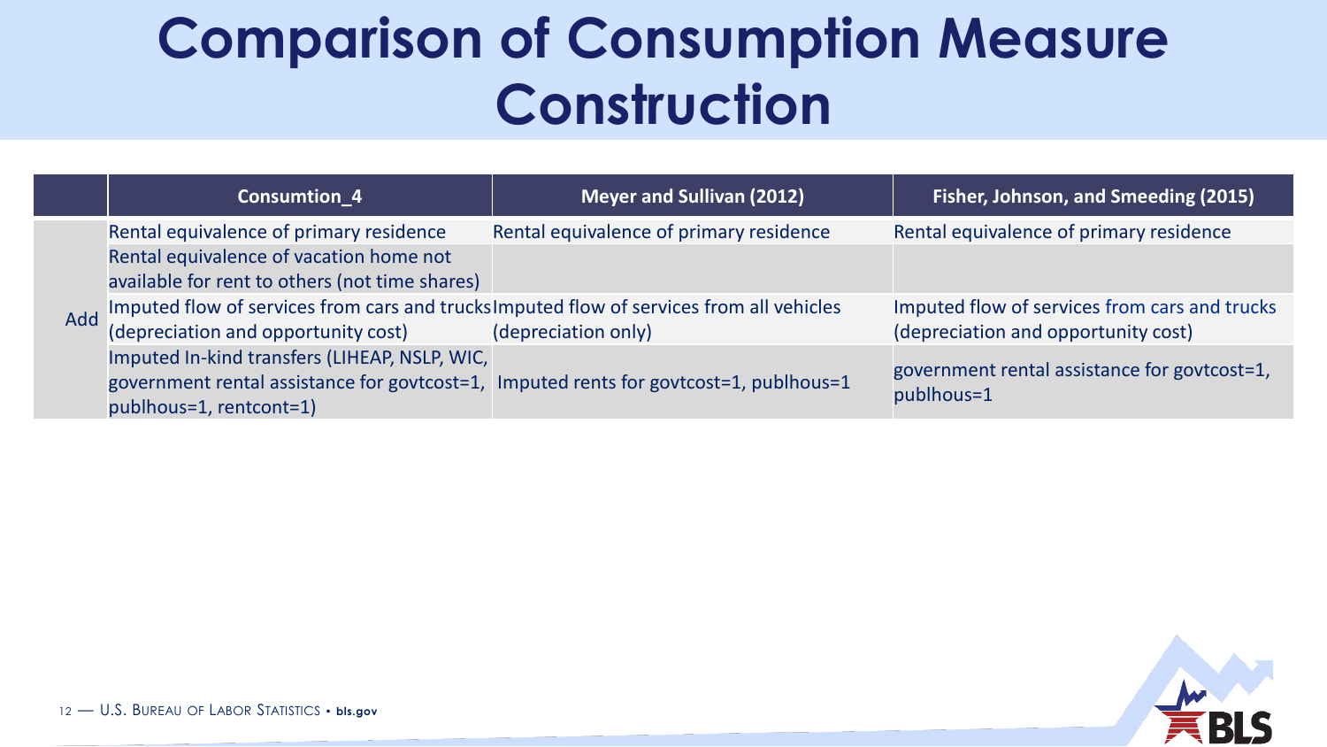# Comparison of Consumption Measure Construction

| | Consumtion_4 | Meyer and Sullivan (2012) | Fisher, Johnson, and Smeeding (2015) |
|---|---|---|---|
| Add | Rental equivalence of primary residence | Rental equivalence of primary residence | Rental equivalence of primary residence |
| | Rental equivalence of vacation home not available for rent to others (not time shares) | | |
| | Imputed flow of services from cars and trucks (depreciation and opportunity cost) | Imputed flow of services from all vehicles (depreciation only) | Imputed flow of services from cars and trucks (depreciation and opportunity cost) |
| | Imputed In-kind transfers (LIHEAP, NSLP, WIC, government rental assistance for govtcost=1, publhous=1, rentcont=1) | Imputed rents for govtcost=1, publhous=1 | government rental assistance for govtcost=1, publhous=1 |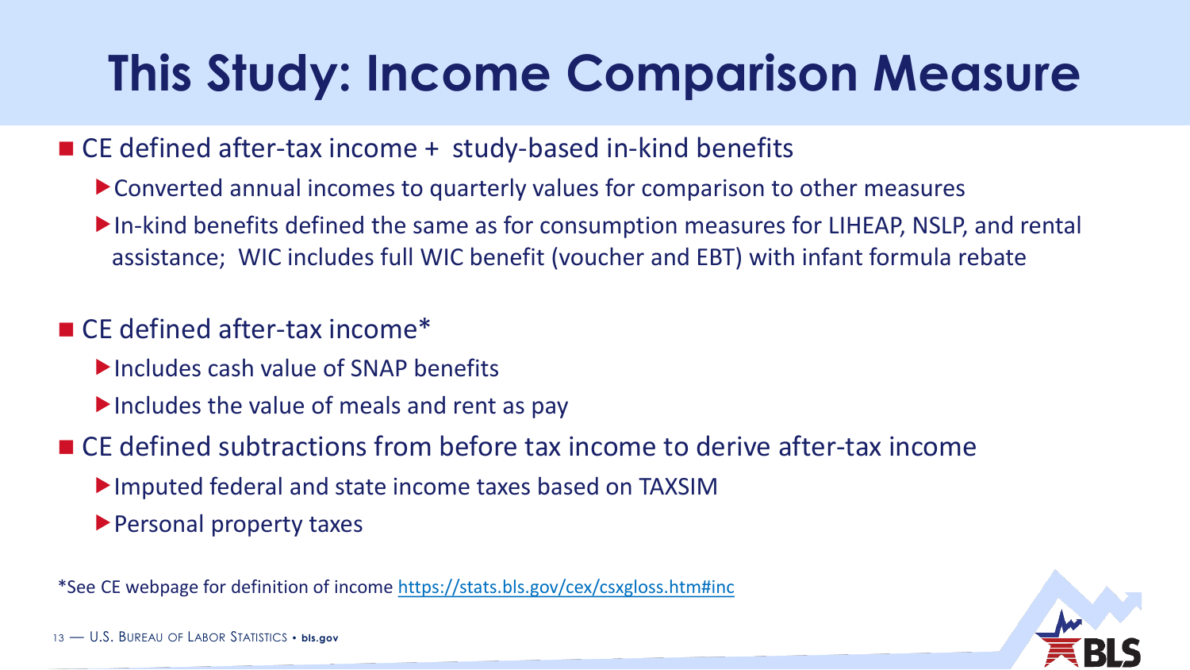# This Study: Income Comparison Measure

- CE defined after-tax income + study-based in-kind benefits
  - Converted annual incomes to quarterly values for comparison to other measures
  - In-kind benefits defined the same as for consumption measures for LIHEAP, NSLP, and rental assistance; WIC includes full WIC benefit (voucher and EBT) with infant formula rebate
- CE defined after-tax income*
  - Includes cash value of SNAP benefits
  - Includes the value of meals and rent as pay
- CE defined subtractions from before tax income to derive after-tax income
  - Imputed federal and state income taxes based on TAXSIM
  - Personal property taxes

*See CE webpage for definition of income https://stats.bls.gov/cex/csxgloss.htm#inc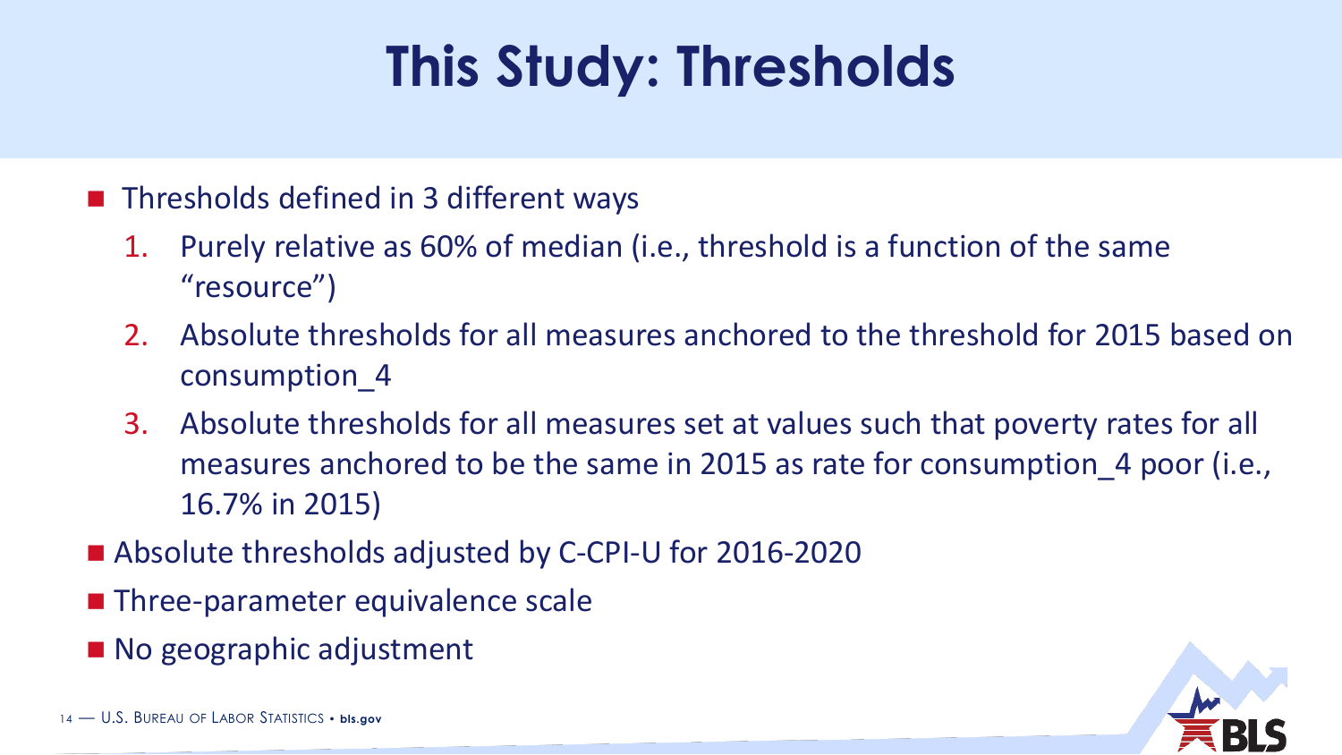# This Study: Thresholds

- Thresholds defined in 3 different ways
  1. Purely relative as 60% of median (i.e., threshold is a function of the same "resource")
  2. Absolute thresholds for all measures anchored to the threshold for 2015 based on consumption_4
  3. Absolute thresholds for all measures set at values such that poverty rates for all measures anchored to be the same in 2015 as rate for consumption_4 poor (i.e., 16.7% in 2015)
- Absolute thresholds adjusted by C-CPI-U for 2016-2020
- Three-parameter equivalence scale
- No geographic adjustment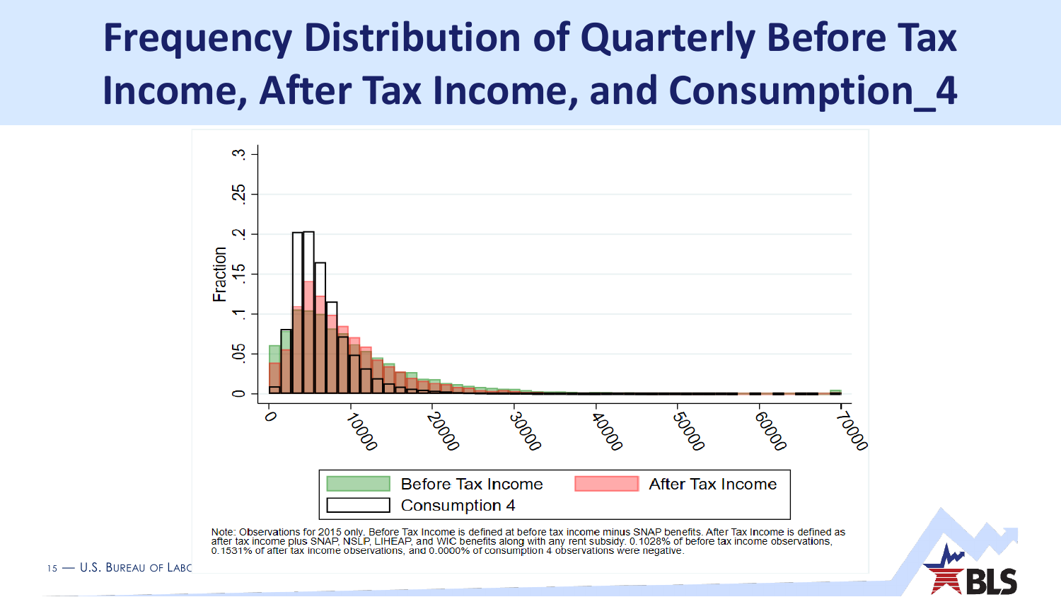# Frequency Distribution of Quarterly Before Tax Income, After Tax Income, and Consumption_4

Note: Observations for 2015 only. Before Tax Income is defined at before tax income minus SNAP benefits. After Tax Income is defined as after tax income plus SNAP, NSLIP, LIHEAP, and WIC benefits along with any rent subsidy. 0.1028% of before tax income observations, 0.1531% of after tax income observations, and 0.0000% of consumption 4 observations were negative.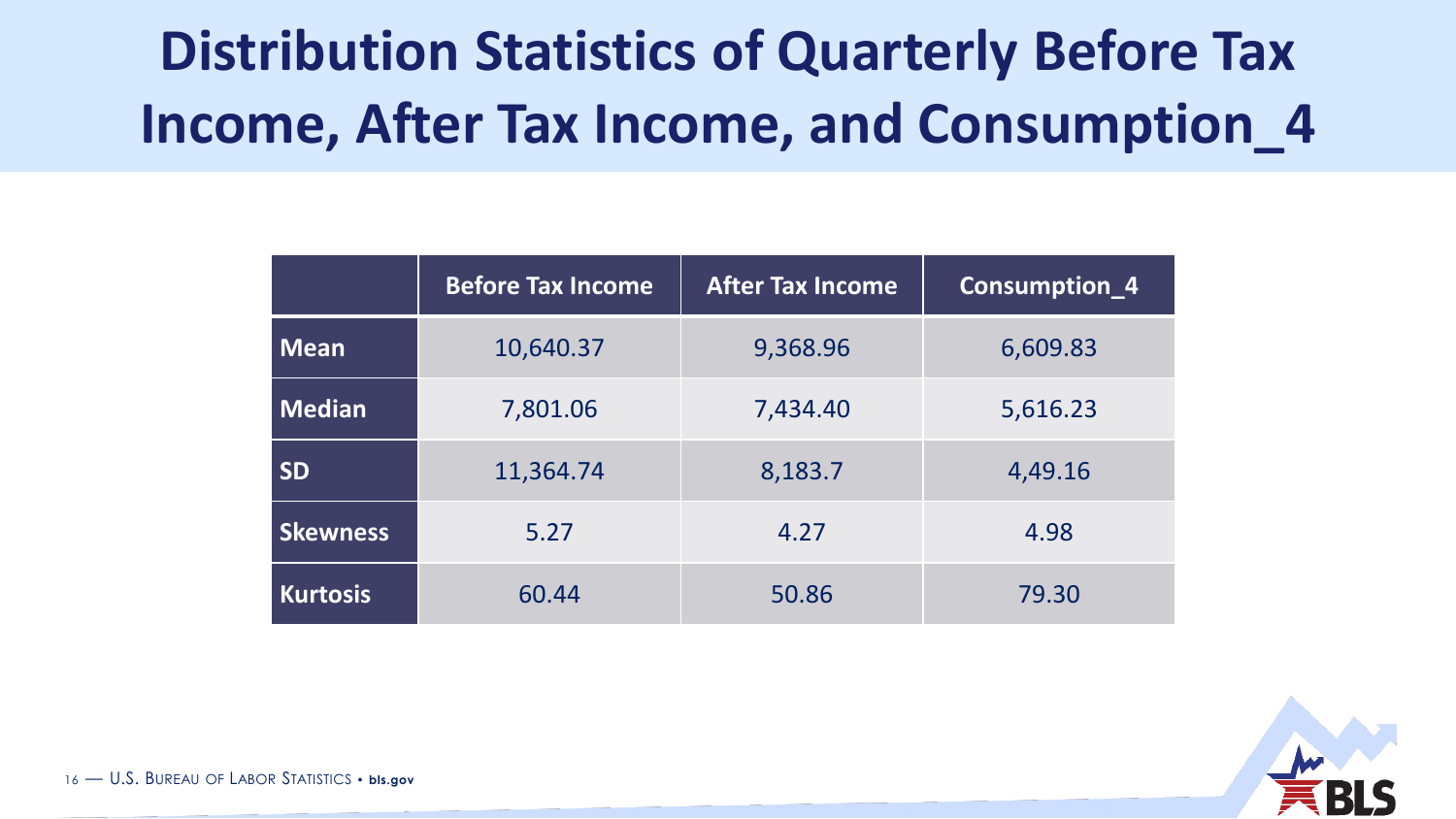# Distribution Statistics of Quarterly Before Tax Income, After Tax Income, and Consumption_4

| | Before Tax Income | After Tax Income | Consumption_4 |
|---|---|---|---|
| **Mean** | 10,640.37 | 9,368.96 | 6,609.83 |
| **Median** | 7,801.06 | 7,434.40 | 5,616.23 |
| **SD** | 11,364.74 | 8,183.7 | 4,49.16 |
| **Skewness** | 5.27 | 4.27 | 4.98 |
| **Kurtosis** | 60.44 | 50.86 | 79.30 |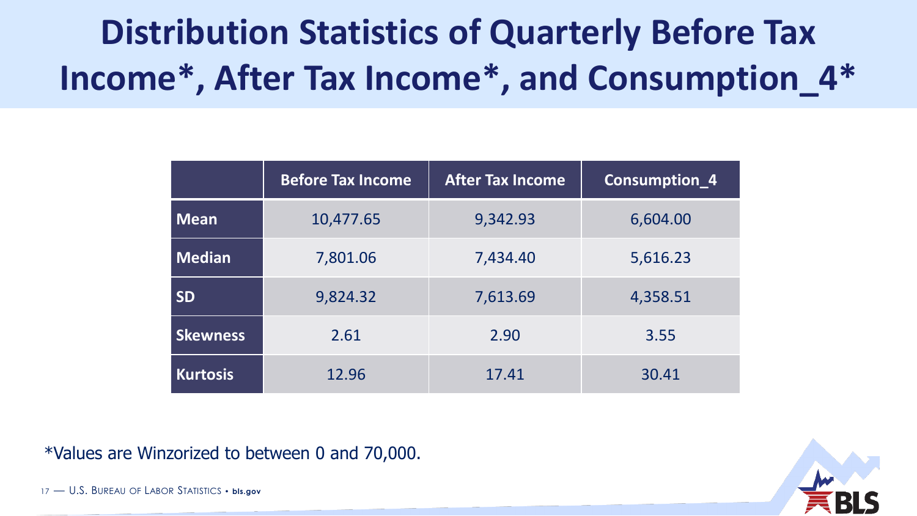# Distribution Statistics of Quarterly Before Tax Income*, After Tax Income*, and Consumption_4*

| | Before Tax Income | After Tax Income | Consumption_4 |
|---|---|---|---|
| **Mean** | 10,477.65 | 9,342.93 | 6,604.00 |
| **Median** | 7,801.06 | 7,434.40 | 5,616.23 |
| **SD** | 9,824.32 | 7,613.69 | 4,358.51 |
| **Skewness** | 2.61 | 2.90 | 3.55 |
| **Kurtosis** | 12.96 | 17.41 | 30.41 |

*Values are Winzorized to between 0 and 70,000.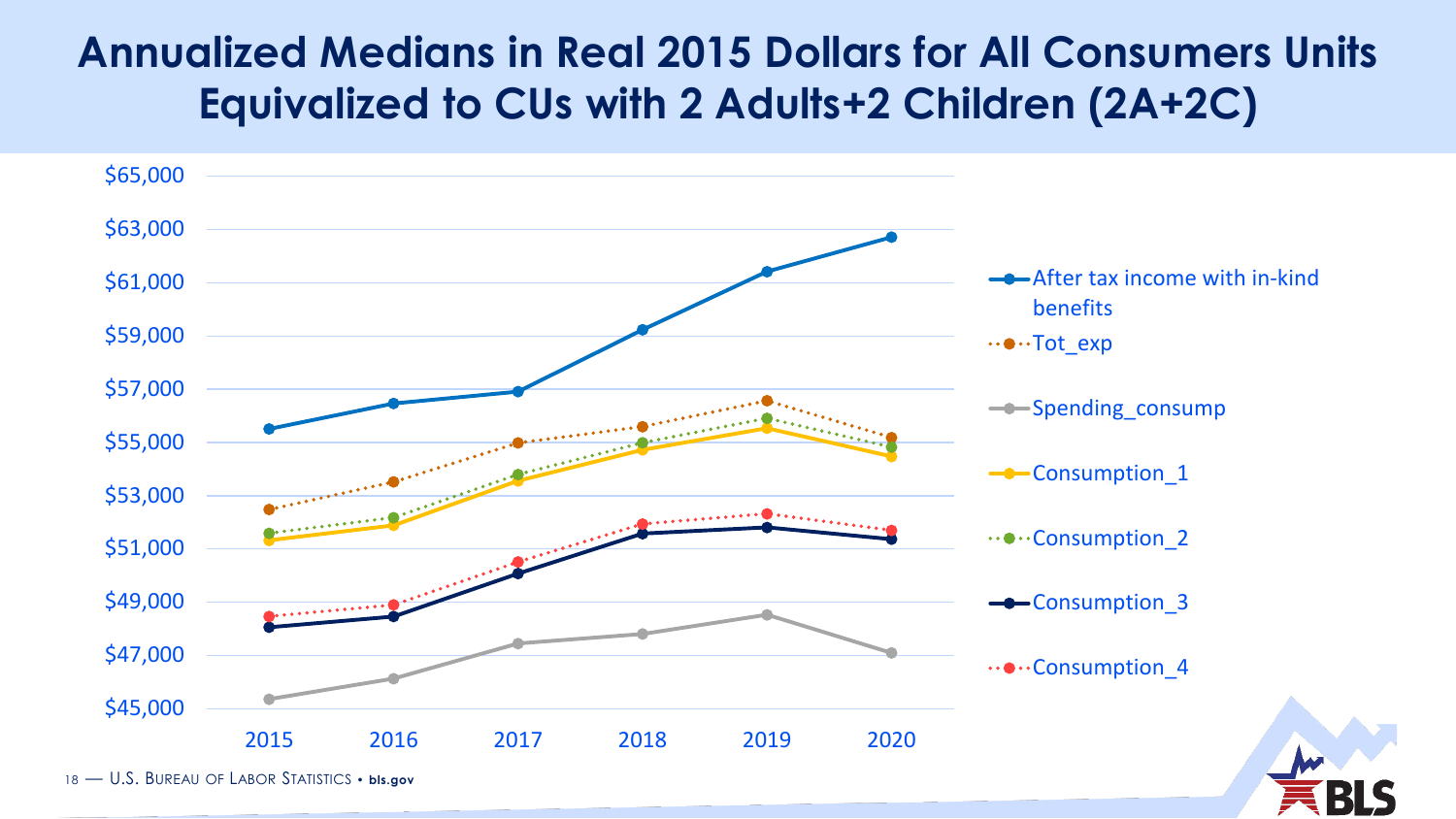# Annualized Medians in Real 2015 Dollars for All Consumers Units Equivalized to CUs with 2 Adults+2 Children (2A+2C)

$65,000
$63,000
$61,000
$59,000
$57,000
$55,000
$53,000
$51,000
$49,000
$47,000
$45,000

2015 2016 2017 2018 2019 2020

- After tax income with in-kind benefits
- Tot_exp
- Spending_consump
- Consumption_1
- Consumption_2
- Consumption_3
- Consumption_4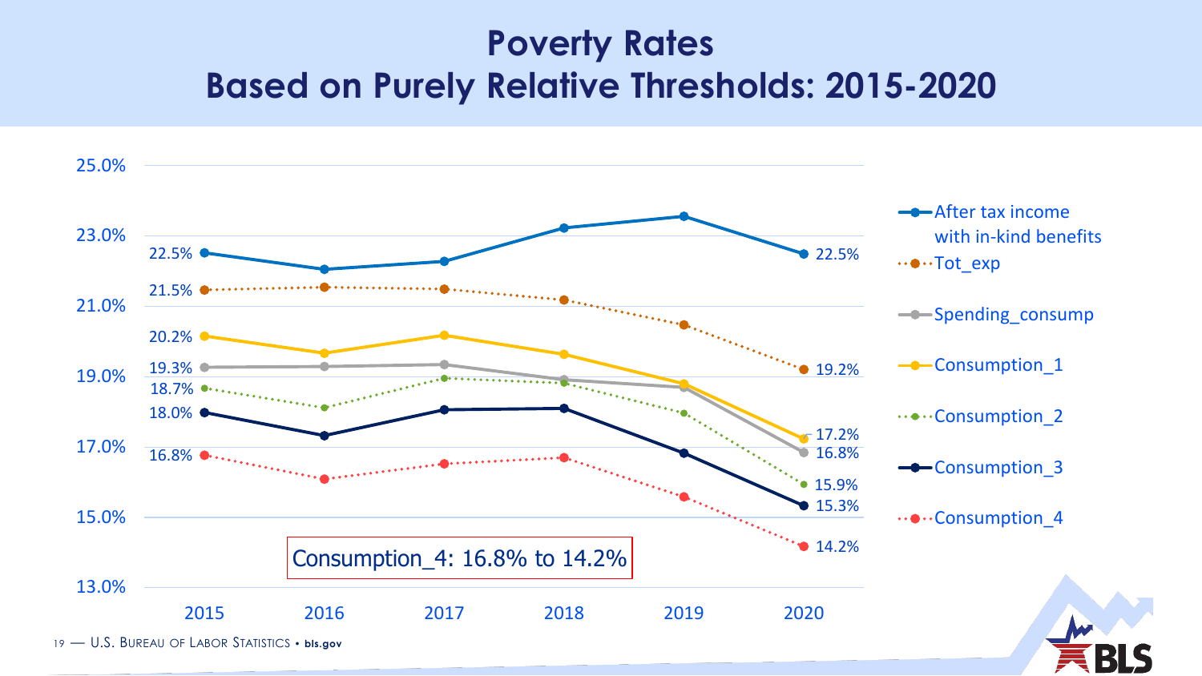# Poverty Rates
## Based on Purely Relative Thresholds: 2015-2020

| Series | 2015 | 2020 |
|---|---|---|
| After tax income with in-kind benefits | 22.5% | 22.5% |
| Tot_exp | 21.5% | 19.2% |
| Spending_consump | 19.3% | 16.8% |
| Consumption_1 | 20.2% | 17.2% |
| Consumption_2 | 18.7% | 15.9% |
| Consumption_3 | 18.0% | 15.3% |
| Consumption_4 | 16.8% | 14.2% |

Consumption_4: 16.8% to 14.2%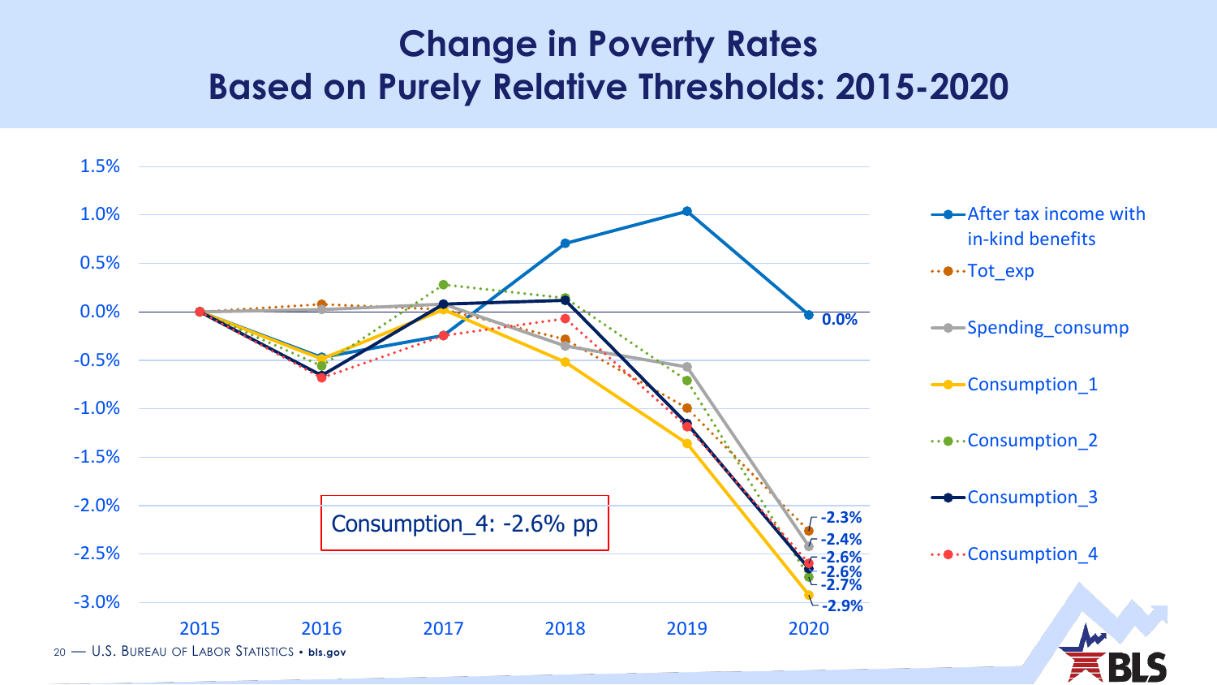# Change in Poverty Rates Based on Purely Relative Thresholds: 2015-2020

Consumption_4: -2.6% pp

| | 2020 |
| --- | --- |
| After tax income with in-kind benefits | 0.0% |
| Tot_exp | -2.3% |
| Spending_consump | -2.4% |
| Consumption_1 | -2.9% |
| Consumption_2 | -2.7% |
| Consumption_3 | -2.6% |
| Consumption_4 | -2.6% |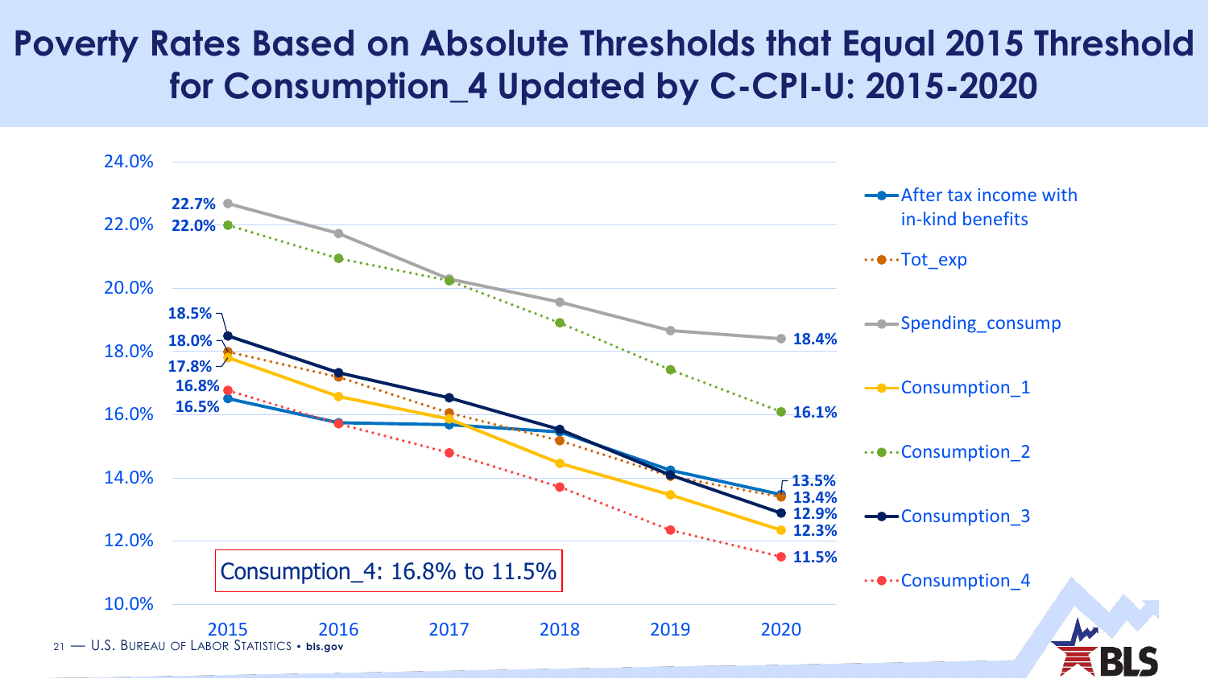# Poverty Rates Based on Absolute Thresholds that Equal 2015 Threshold for Consumption_4 Updated by C-CPI-U: 2015-2020

| Series | 2015 | 2020 |
| --- | --- | --- |
| After tax income with in-kind benefits | 16.5% | 13.5% |
| Tot_exp | 18.0% | 13.4% |
| Spending_consump | 22.7% | 18.4% |
| Consumption_1 | 17.8% | 12.3% |
| Consumption_2 | 22.0% | 16.1% |
| Consumption_3 | 18.5% | 12.9% |
| Consumption_4 | 16.8% | 11.5% |

Consumption_4: 16.8% to 11.5%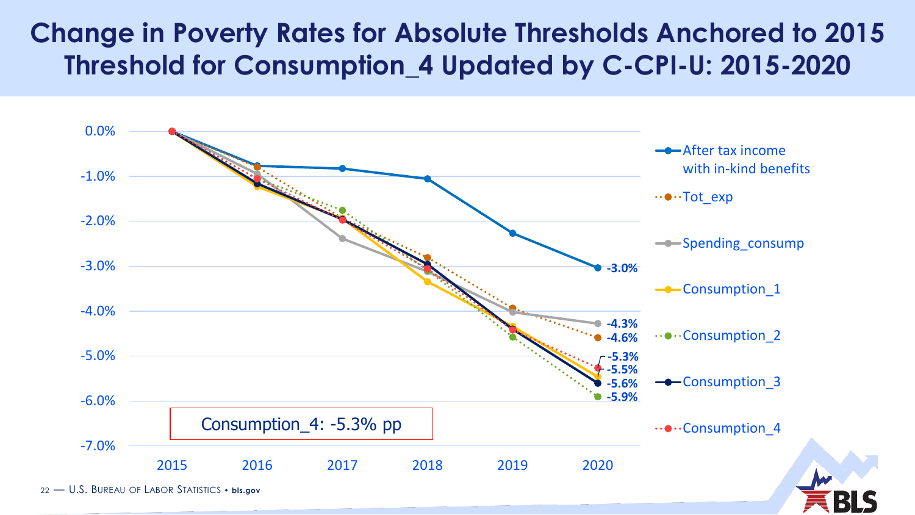# Change in Poverty Rates for Absolute Thresholds Anchored to 2015 Threshold for Consumption_4 Updated by C-CPI-U: 2015-2020

Consumption_4: -5.3% pp

| Measure | 2020 change |
|---|---|
| After tax income with in-kind benefits | -3.0% |
| Spending_consump | -4.3% |
| Tot_exp | -4.6% |
| Consumption_4 | -5.3% |
| Consumption_1 | -5.5% |
| Consumption_3 | -5.6% |
| Consumption_2 | -5.9% |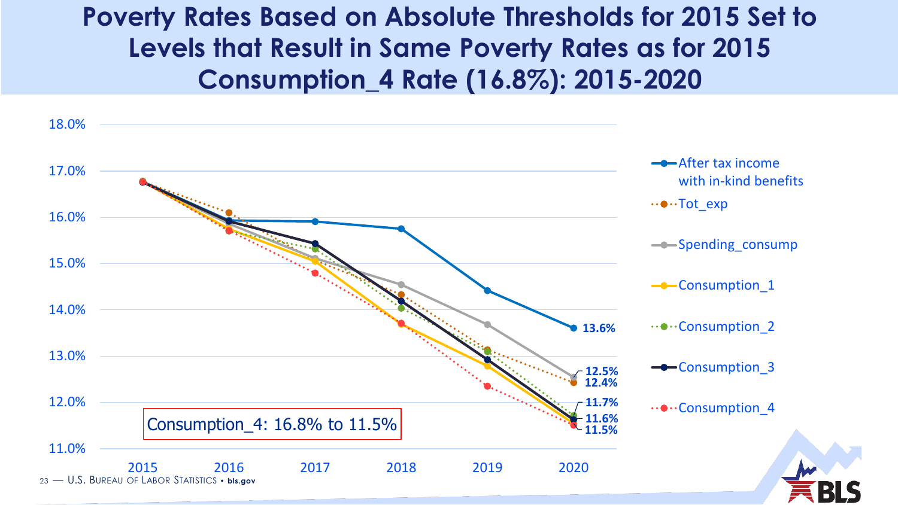# Poverty Rates Based on Absolute Thresholds for 2015 Set to Levels that Result in Same Poverty Rates as for 2015 Consumption_4 Rate (16.8%): 2015-2020

Consumption_4: 16.8% to 11.5%

| Series | 2020 |
| --- | --- |
| After tax income with in-kind benefits | 13.6% |
| Spending_consump | 12.5% |
| Tot_exp | 12.4% |
| Consumption_2 | 11.7% |
| Consumption_3 | 11.6% |
| Consumption_4 | 11.5% |

Series: After tax income with in-kind benefits; Tot_exp; Spending_consump; Consumption_1; Consumption_2; Consumption_3; Consumption_4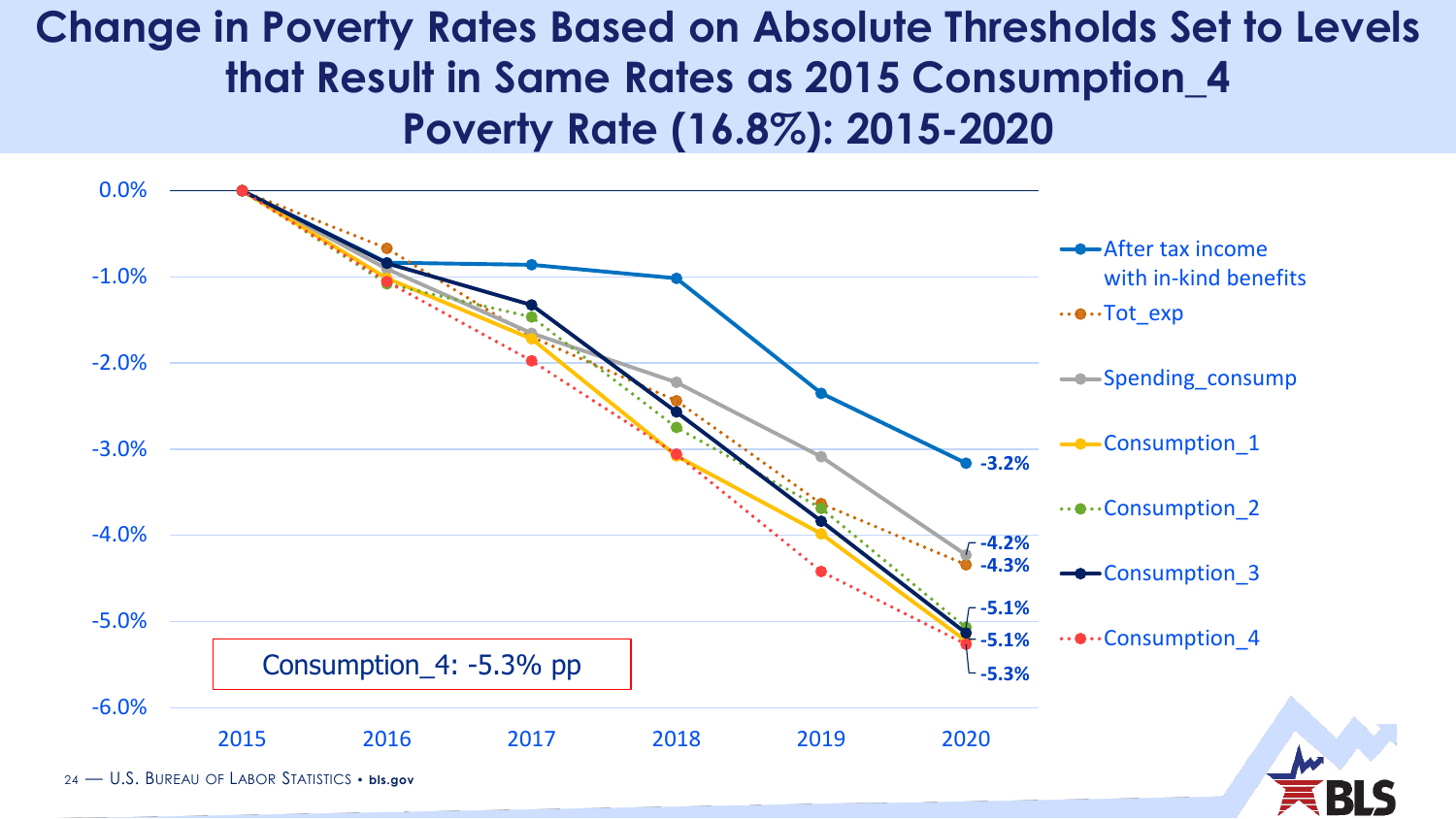# Change in Poverty Rates Based on Absolute Thresholds Set to Levels that Result in Same Rates as 2015 Consumption_4 Poverty Rate (16.8%): 2015-2020

Consumption_4: -5.3% pp

| Measure | 2020 change |
| --- | --- |
| After tax income with in-kind benefits | -3.2% |
| Spending_consump | -4.2% |
| Tot_exp | -4.3% |
| Consumption_2 | -5.1% |
| Consumption_3 | -5.1% |
| Consumption_4 | -5.3% |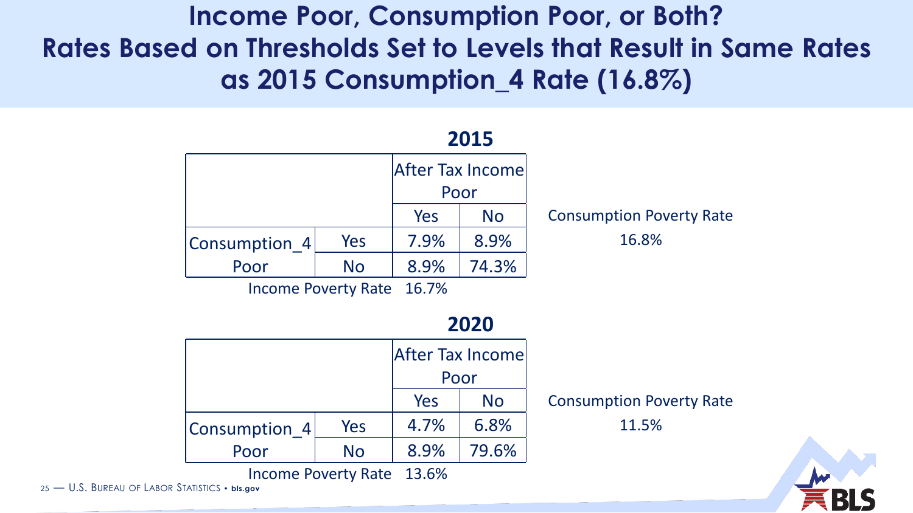# Income Poor, Consumption Poor, or Both? Rates Based on Thresholds Set to Levels that Result in Same Rates as 2015 Consumption_4 Rate (16.8%)

**2015**

| | | After Tax Income Poor | |
|---|---|---|---|
| | | Yes | No |
| Consumption_4 Poor | Yes | 7.9% | 8.9% |
| | No | 8.9% | 74.3% |
| Income Poverty Rate | | 16.7% | |

Consumption Poverty Rate
16.8%

**2020**

| | | After Tax Income Poor | |
|---|---|---|---|
| | | Yes | No |
| Consumption_4 Poor | Yes | 4.7% | 6.8% |
| | No | 8.9% | 79.6% |
| Income Poverty Rate | | 13.6% | |

Consumption Poverty Rate
11.5%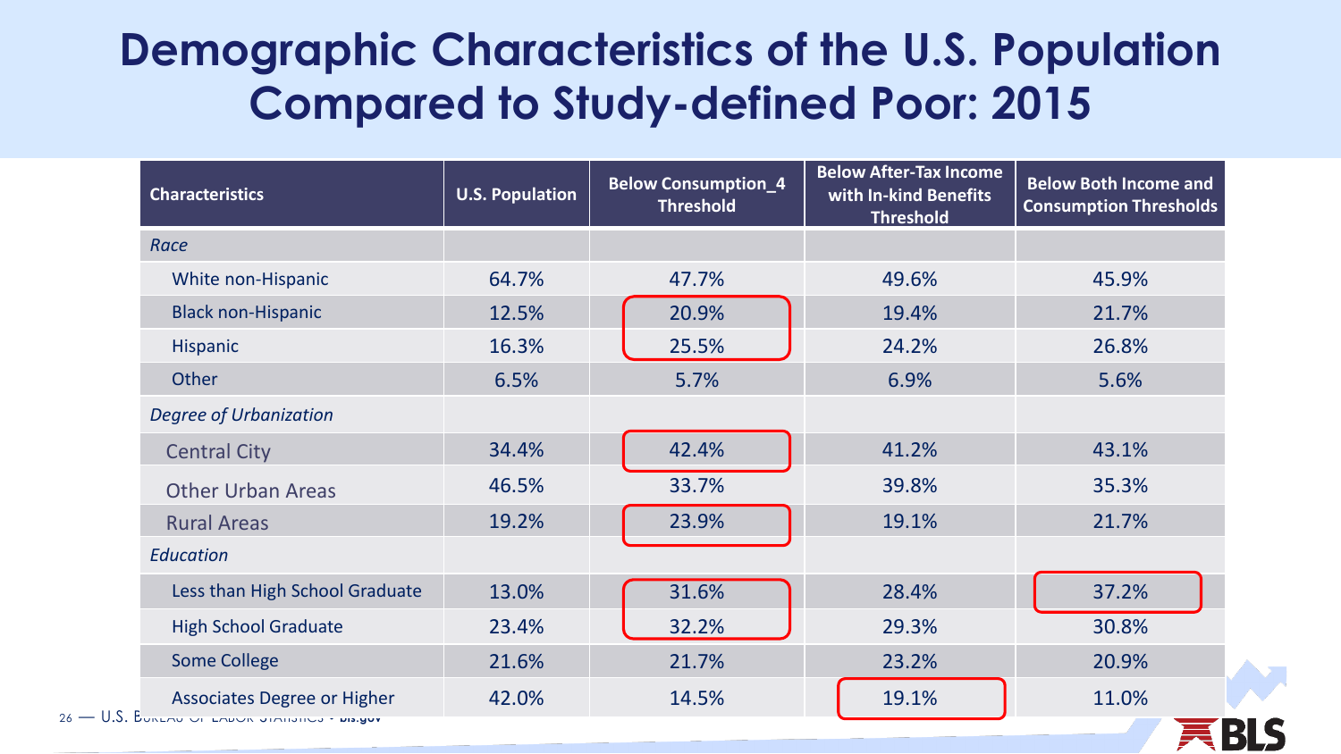# Demographic Characteristics of the U.S. Population Compared to Study-defined Poor: 2015

| Characteristics | U.S. Population | Below Consumption_4 Threshold | Below After-Tax Income with In-kind Benefits Threshold | Below Both Income and Consumption Thresholds |
|---|---|---|---|---|
| *Race* | | | | |
| White non-Hispanic | 64.7% | 47.7% | 49.6% | 45.9% |
| Black non-Hispanic | 12.5% | 20.9% | 19.4% | 21.7% |
| Hispanic | 16.3% | 25.5% | 24.2% | 26.8% |
| Other | 6.5% | 5.7% | 6.9% | 5.6% |
| *Degree of Urbanization* | | | | |
| Central City | 34.4% | 42.4% | 41.2% | 43.1% |
| Other Urban Areas | 46.5% | 33.7% | 39.8% | 35.3% |
| Rural Areas | 19.2% | 23.9% | 19.1% | 21.7% |
| *Education* | | | | |
| Less than High School Graduate | 13.0% | 31.6% | 28.4% | 37.2% |
| High School Graduate | 23.4% | 32.2% | 29.3% | 30.8% |
| Some College | 21.6% | 21.7% | 23.2% | 20.9% |
| Associates Degree or Higher | 42.0% | 14.5% | 19.1% | 11.0% |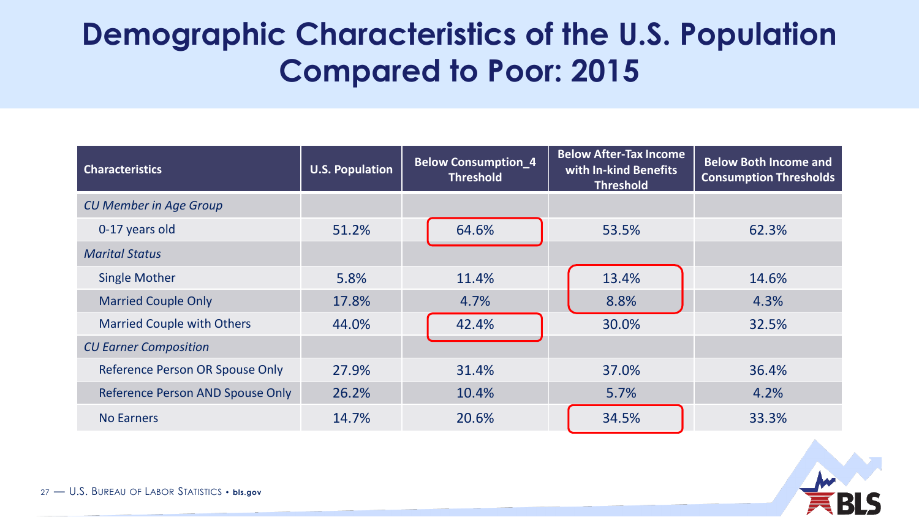# Demographic Characteristics of the U.S. Population Compared to Poor: 2015

| Characteristics | U.S. Population | Below Consumption_4 Threshold | Below After-Tax Income with In-kind Benefits Threshold | Below Both Income and Consumption Thresholds |
|---|---|---|---|---|
| *CU Member in Age Group* | | | | |
| 0-17 years old | 51.2% | 64.6% | 53.5% | 62.3% |
| *Marital Status* | | | | |
| Single Mother | 5.8% | 11.4% | 13.4% | 14.6% |
| Married Couple Only | 17.8% | 4.7% | 8.8% | 4.3% |
| Married Couple with Others | 44.0% | 42.4% | 30.0% | 32.5% |
| *CU Earner Composition* | | | | |
| Reference Person OR Spouse Only | 27.9% | 31.4% | 37.0% | 36.4% |
| Reference Person AND Spouse Only | 26.2% | 10.4% | 5.7% | 4.2% |
| No Earners | 14.7% | 20.6% | 34.5% | 33.3% |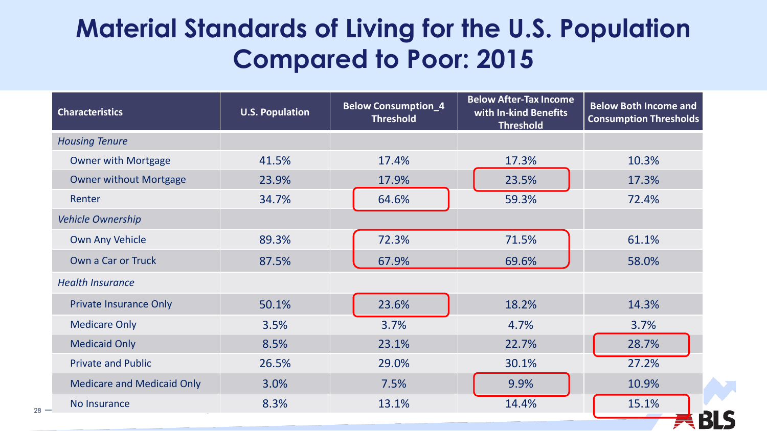# Material Standards of Living for the U.S. Population Compared to Poor: 2015

| Characteristics | U.S. Population | Below Consumption_4 Threshold | Below After-Tax Income with In-kind Benefits Threshold | Below Both Income and Consumption Thresholds |
|---|---|---|---|---|
| *Housing Tenure* | | | | |
| Owner with Mortgage | 41.5% | 17.4% | 17.3% | 10.3% |
| Owner without Mortgage | 23.9% | 17.9% | 23.5% | 17.3% |
| Renter | 34.7% | 64.6% | 59.3% | 72.4% |
| *Vehicle Ownership* | | | | |
| Own Any Vehicle | 89.3% | 72.3% | 71.5% | 61.1% |
| Own a Car or Truck | 87.5% | 67.9% | 69.6% | 58.0% |
| *Health Insurance* | | | | |
| Private Insurance Only | 50.1% | 23.6% | 18.2% | 14.3% |
| Medicare Only | 3.5% | 3.7% | 4.7% | 3.7% |
| Medicaid Only | 8.5% | 23.1% | 22.7% | 28.7% |
| Private and Public | 26.5% | 29.0% | 30.1% | 27.2% |
| Medicare and Medicaid Only | 3.0% | 7.5% | 9.9% | 10.9% |
| No Insurance | 8.3% | 13.1% | 14.4% | 15.1% |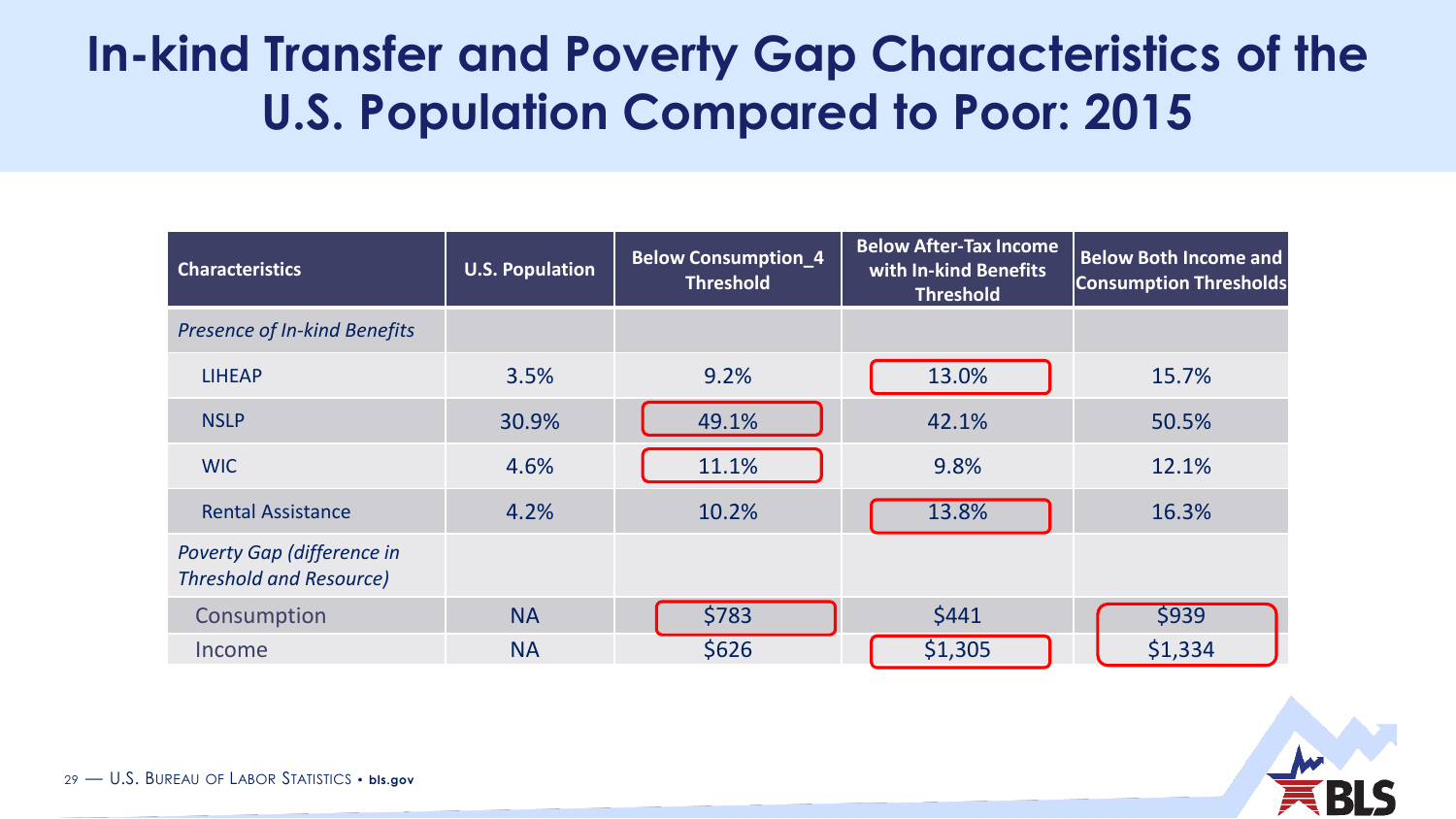# In-kind Transfer and Poverty Gap Characteristics of the U.S. Population Compared to Poor: 2015

| Characteristics | U.S. Population | Below Consumption_4 Threshold | Below After-Tax Income with In-kind Benefits Threshold | Below Both Income and Consumption Thresholds |
|---|---|---|---|---|
| *Presence of In-kind Benefits* | | | | |
| LIHEAP | 3.5% | 9.2% | 13.0% | 15.7% |
| NSLP | 30.9% | 49.1% | 42.1% | 50.5% |
| WIC | 4.6% | 11.1% | 9.8% | 12.1% |
| Rental Assistance | 4.2% | 10.2% | 13.8% | 16.3% |
| *Poverty Gap (difference in Threshold and Resource)* | | | | |
| Consumption | NA | $783 | $441 | $939 |
| Income | NA | $626 | $1,305 | $1,334 |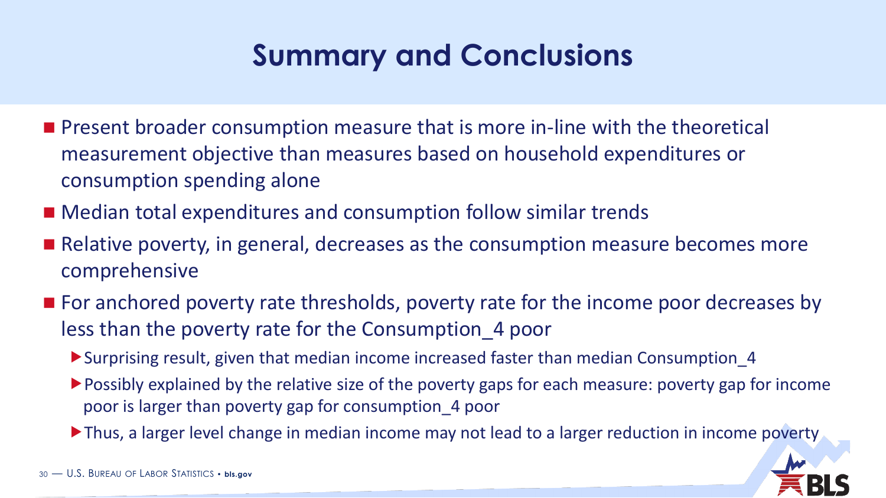# Summary and Conclusions

- Present broader consumption measure that is more in-line with the theoretical measurement objective than measures based on household expenditures or consumption spending alone
- Median total expenditures and consumption follow similar trends
- Relative poverty, in general, decreases as the consumption measure becomes more comprehensive
- For anchored poverty rate thresholds, poverty rate for the income poor decreases by less than the poverty rate for the Consumption_4 poor
  - Surprising result, given that median income increased faster than median Consumption_4
  - Possibly explained by the relative size of the poverty gaps for each measure: poverty gap for income poor is larger than poverty gap for consumption_4 poor
  - Thus, a larger level change in median income may not lead to a larger reduction in income poverty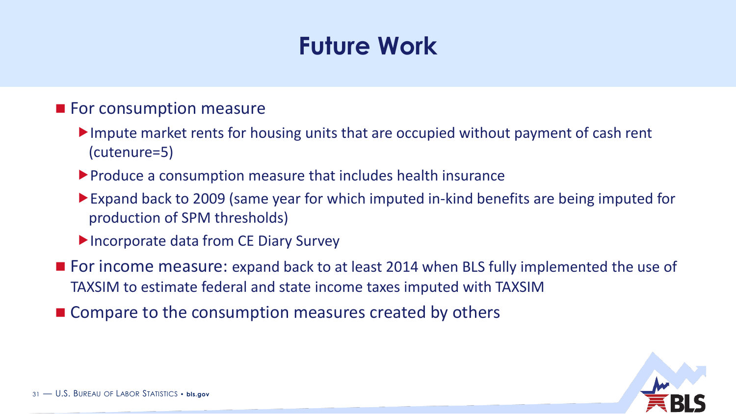# Future Work

- For consumption measure
  - Impute market rents for housing units that are occupied without payment of cash rent (cutenure=5)
  - Produce a consumption measure that includes health insurance
  - Expand back to 2009 (same year for which imputed in-kind benefits are being imputed for production of SPM thresholds)
  - Incorporate data from CE Diary Survey
- For income measure: expand back to at least 2014 when BLS fully implemented the use of TAXSIM to estimate federal and state income taxes imputed with TAXSIM
- Compare to the consumption measures created by others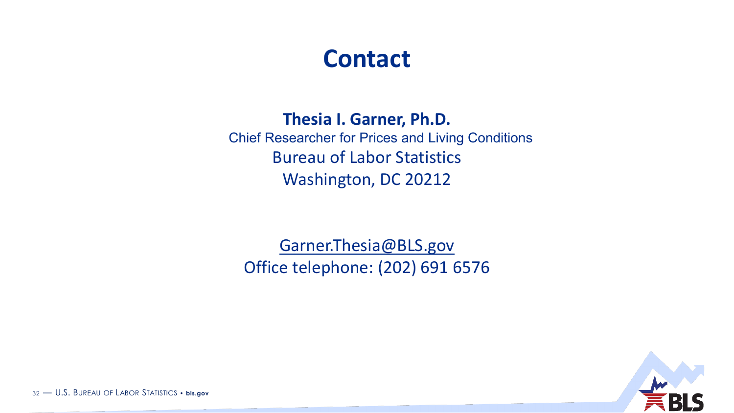# Contact

**Thesia I. Garner, Ph.D.**

Chief Researcher for Prices and Living Conditions

Bureau of Labor Statistics

Washington, DC 20212

Garner.Thesia@BLS.gov

Office telephone: (202) 691 6576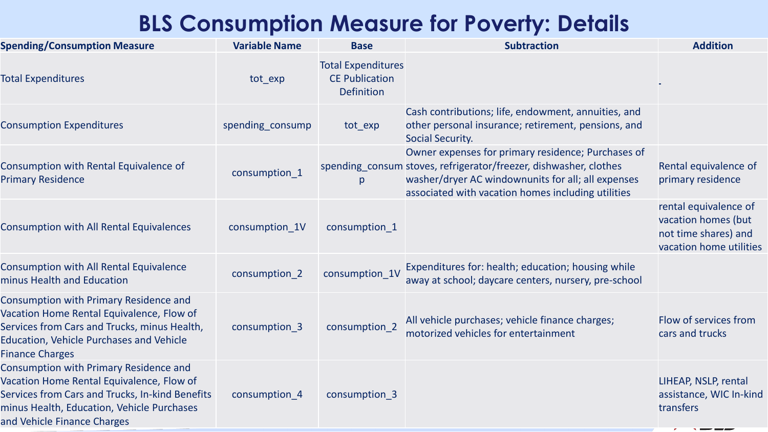# BLS Consumption Measure for Poverty: Details

| Spending/Consumption Measure | Variable Name | Base | Subtraction | Addition |
|---|---|---|---|---|
| Total Expenditures | tot_exp | Total Expenditures CE Publication Definition | | - |
| Consumption Expenditures | spending_consump | tot_exp | Cash contributions; life, endowment, annuities, and other personal insurance; retirement, pensions, and Social Security. | |
| Consumption with Rental Equivalence of Primary Residence | consumption_1 | spending_consump | Owner expenses for primary residence; Purchases of stoves, refrigerator/freezer, dishwasher, clothes washer/dryer AC windownunits for all; all expenses associated with vacation homes including utilities | Rental equivalence of primary residence |
| Consumption with All Rental Equivalences | consumption_1V | consumption_1 | | rental equivalence of vacation homes (but not time shares) and vacation home utilities |
| Consumption with All Rental Equivalence minus Health and Education | consumption_2 | consumption_1V | Expenditures for: health; education; housing while away at school; daycare centers, nursery, pre-school | |
| Consumption with Primary Residence and Vacation Home Rental Equivalence, Flow of Services from Cars and Trucks, minus Health, Education, Vehicle Purchases and Vehicle Finance Charges | consumption_3 | consumption_2 | All vehicle purchases; vehicle finance charges; motorized vehicles for entertainment | Flow of services from cars and trucks |
| Consumption with Primary Residence and Vacation Home Rental Equivalence, Flow of Services from Cars and Trucks, In-kind Benefits minus Health, Education, Vehicle Purchases and Vehicle Finance Charges | consumption_4 | consumption_3 | | LIHEAP, NSLP, rental assistance, WIC In-kind transfers |